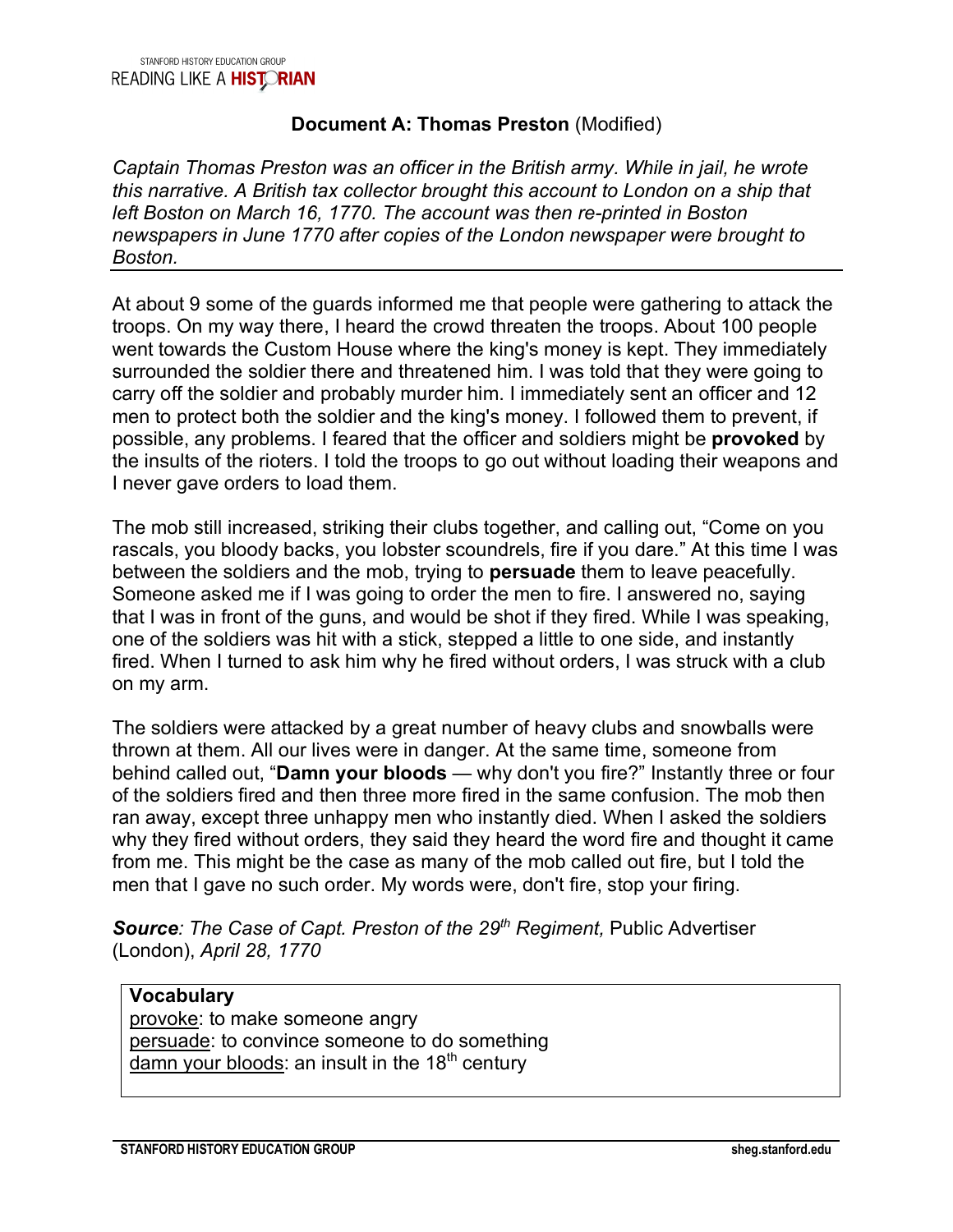# Document A: Thomas Preston (Modified)

*Captain Thomas Preston was an officer in the British army. While in jail, he wrote this narrative. A British tax collector brought this account to London on a ship that left Boston on March 16, 1770. The account was then re-printed in Boston newspapers in June 1770 after copies of the London newspaper were brought to Boston.*

---

At about 9 some of the guards informed me that people were gathering to attack the troops. On my way there, I heard the crowd threaten the troops. About 100 people went towards the Custom House where the king's money is kept. They immediately surrounded the soldier there and threatened him. I was told that they were going to carry off the soldier and probably murder him. I immediately sent an officer and 12 men to protect both the soldier and the king's money. I followed them to prevent, if possible, any problems. I feared that the officer and soldiers might be **provoked** by the insults of the rioters. I told the troops to go out without loading their weapons and I never gave orders to load them.

The mob still increased, striking their clubs together, and calling out, "Come on you rascals, you bloody backs, you lobster scoundrels, fire if you dare." At this time I was between the soldiers and the mob, trying to **persuade** them to leave peacefully. Someone asked me if I was going to order the men to fire. I answered no, saying that I was in front of the guns, and would be shot if they fired. While I was speaking, one of the soldiers was hit with a stick, stepped a little to one side, and instantly fired. When I turned to ask him why he fired without orders, I was struck with a club on my arm.

The soldiers were attacked by a great number of heavy clubs and snowballs were thrown at them. All our lives were in danger. At the same time, someone from behind called out, "**Damn your bloods** — why don't you fire?" Instantly three or four of the soldiers fired and then three more fired in the same confusion. The mob then ran away, except three unhappy men who instantly died. When I asked the soldiers why they fired without orders, they said they heard the word fire and thought it came from me. This might be the case as many of the mob called out fire, but I told the men that I gave no such order. My words were, don't fire, stop your firing.

***Source**: The Case of Capt. Preston of the 29th Regiment,* Public Advertiser (London), *April 28, 1770*

**Vocabulary**
provoke: to make someone angry
persuade: to convince someone to do something
damn your bloods: an insult in the 18th century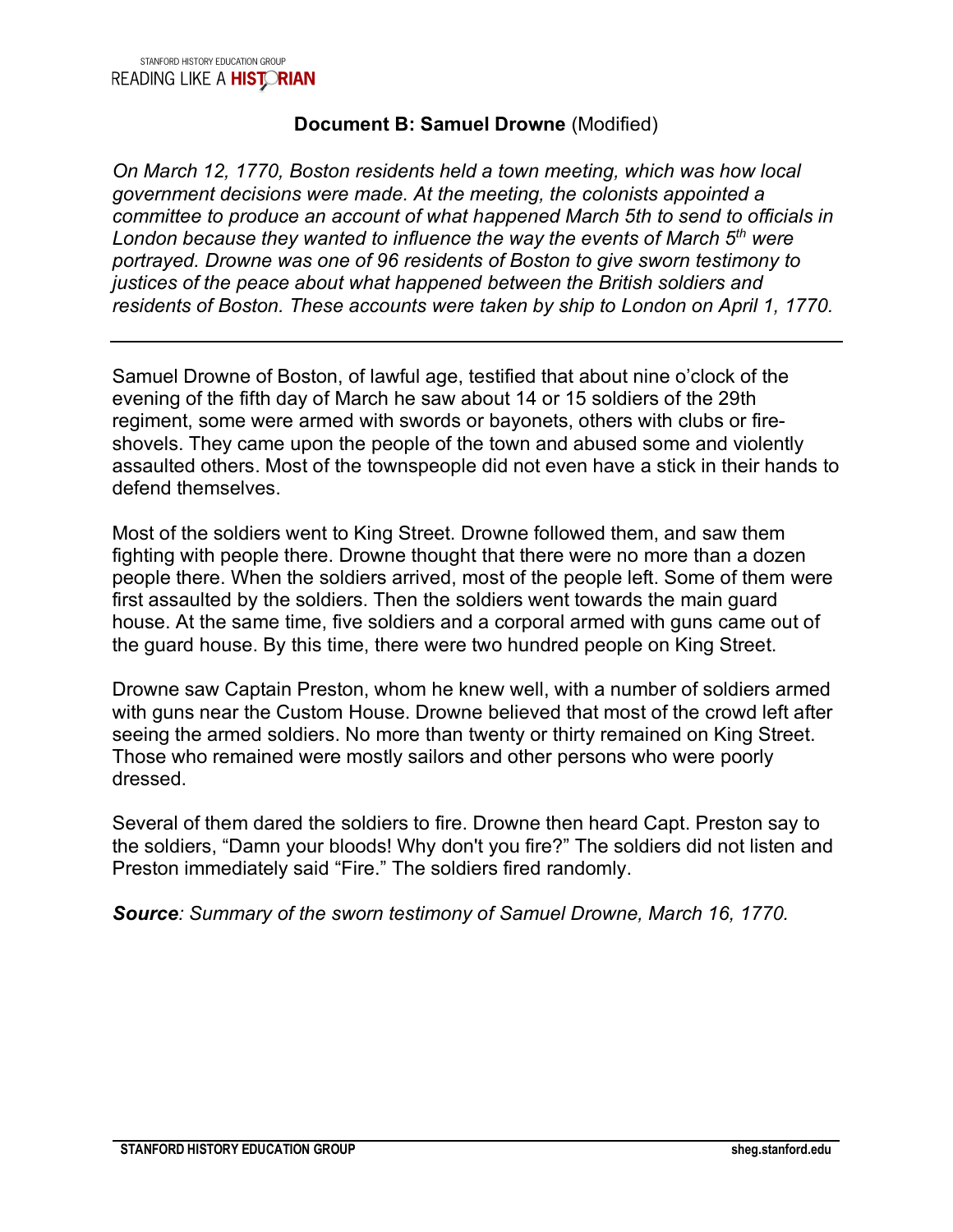## **Document B: Samuel Drowne** (Modified)

*On March 12, 1770, Boston residents held a town meeting, which was how local government decisions were made. At the meeting, the colonists appointed a committee to produce an account of what happened March 5th to send to officials in London because they wanted to influence the way the events of March 5th were portrayed. Drowne was one of 96 residents of Boston to give sworn testimony to justices of the peace about what happened between the British soldiers and residents of Boston. These accounts were taken by ship to London on April 1, 1770.*

---

Samuel Drowne of Boston, of lawful age, testified that about nine o'clock of the evening of the fifth day of March he saw about 14 or 15 soldiers of the 29th regiment, some were armed with swords or bayonets, others with clubs or fire-shovels. They came upon the people of the town and abused some and violently assaulted others. Most of the townspeople did not even have a stick in their hands to defend themselves.

Most of the soldiers went to King Street. Drowne followed them, and saw them fighting with people there. Drowne thought that there were no more than a dozen people there. When the soldiers arrived, most of the people left. Some of them were first assaulted by the soldiers. Then the soldiers went towards the main guard house. At the same time, five soldiers and a corporal armed with guns came out of the guard house. By this time, there were two hundred people on King Street.

Drowne saw Captain Preston, whom he knew well, with a number of soldiers armed with guns near the Custom House. Drowne believed that most of the crowd left after seeing the armed soldiers. No more than twenty or thirty remained on King Street. Those who remained were mostly sailors and other persons who were poorly dressed.

Several of them dared the soldiers to fire. Drowne then heard Capt. Preston say to the soldiers, "Damn your bloods! Why don't you fire?" The soldiers did not listen and Preston immediately said "Fire." The soldiers fired randomly.

***Source****: Summary of the sworn testimony of Samuel Drowne, March 16, 1770.*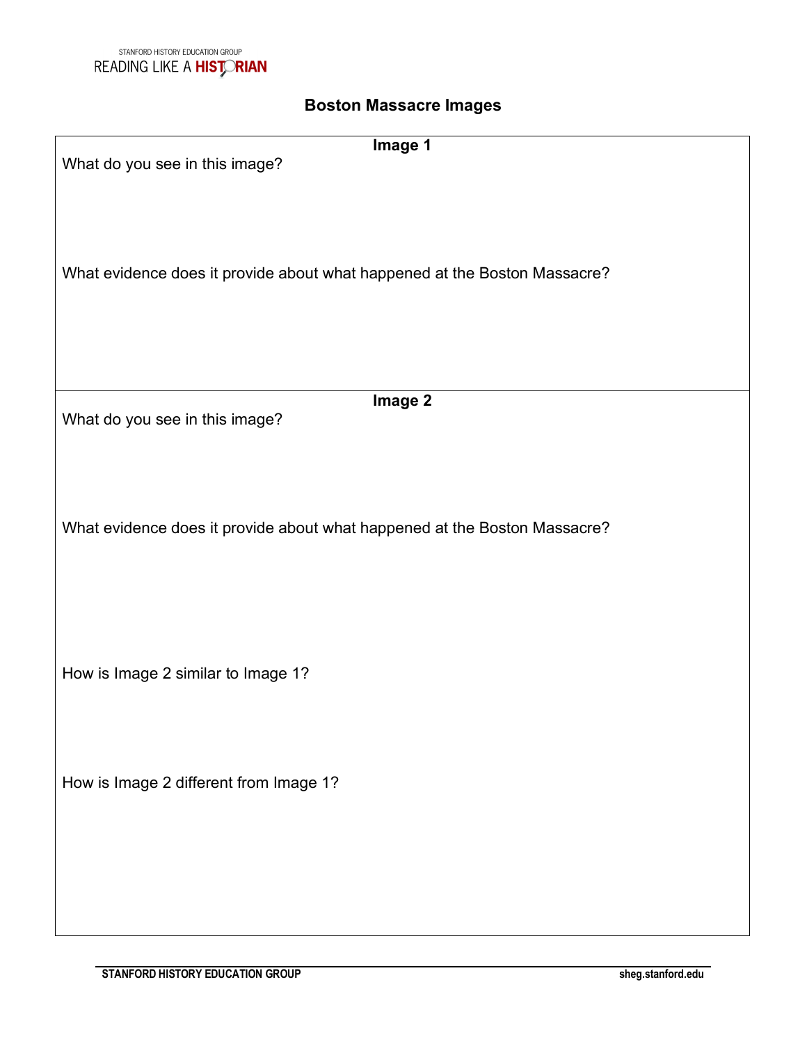STANFORD HISTORY EDUCATION GROUP
READING LIKE A HISTORIAN

# Boston Massacre Images

### Image 1

What do you see in this image?

What evidence does it provide about what happened at the Boston Massacre?

### Image 2

What do you see in this image?

What evidence does it provide about what happened at the Boston Massacre?

How is Image 2 similar to Image 1?

How is Image 2 different from Image 1?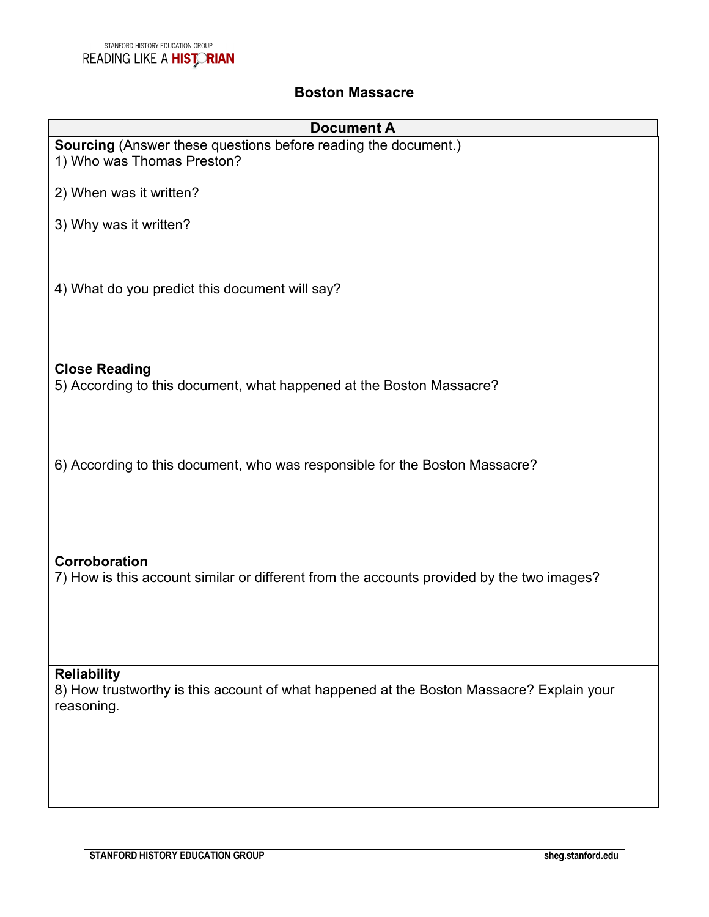# Boston Massacre

## Document A

**Sourcing** (Answer these questions before reading the document.)

1) Who was Thomas Preston?

2) When was it written?

3) Why was it written?

4) What do you predict this document will say?

**Close Reading**

5) According to this document, what happened at the Boston Massacre?

6) According to this document, who was responsible for the Boston Massacre?

**Corroboration**

7) How is this account similar or different from the accounts provided by the two images?

**Reliability**

8) How trustworthy is this account of what happened at the Boston Massacre? Explain your reasoning.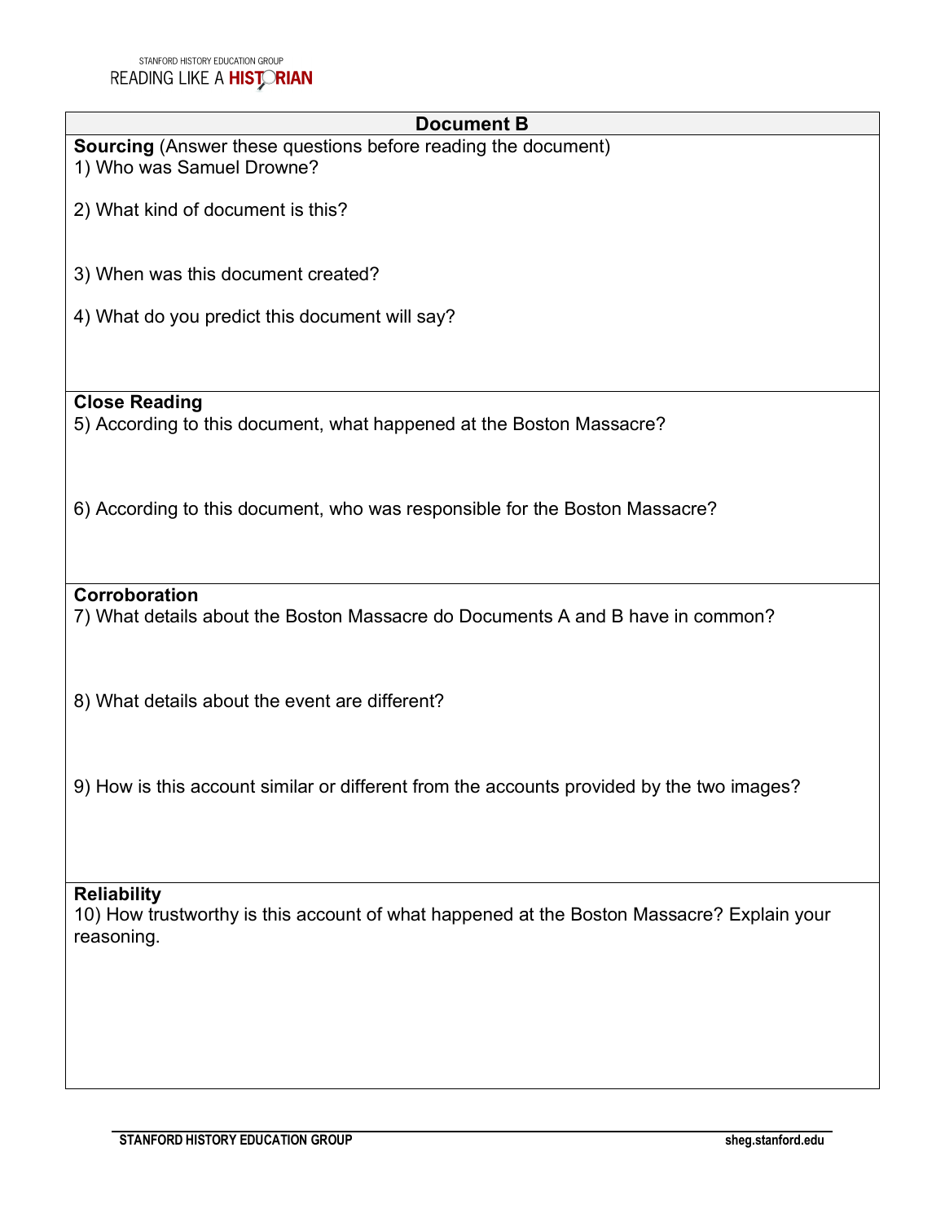## Document B

**Sourcing** (Answer these questions before reading the document)

1) Who was Samuel Drowne?

2) What kind of document is this?

3) When was this document created?

4) What do you predict this document will say?

**Close Reading**

5) According to this document, what happened at the Boston Massacre?

6) According to this document, who was responsible for the Boston Massacre?

**Corroboration**

7) What details about the Boston Massacre do Documents A and B have in common?

8) What details about the event are different?

9) How is this account similar or different from the accounts provided by the two images?

**Reliability**

10) How trustworthy is this account of what happened at the Boston Massacre? Explain your reasoning.